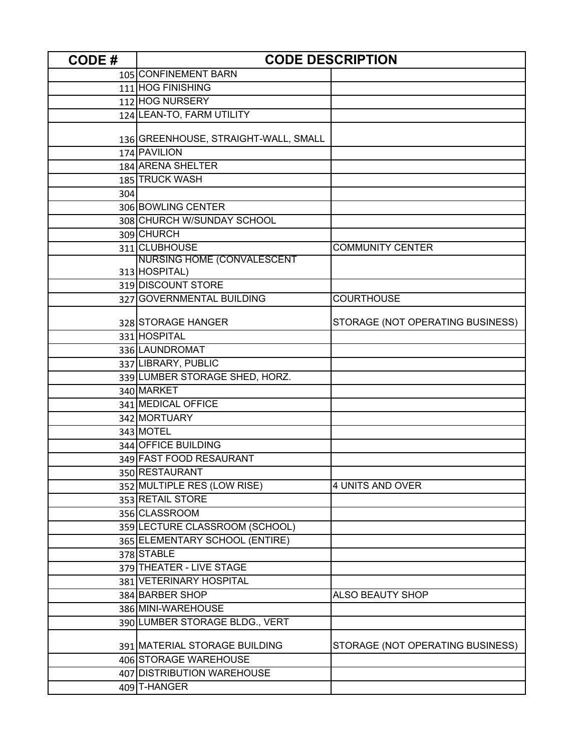| CODE # | CODE DESCRIPTION | |
|---|---|---|
| 105 | CONFINEMENT BARN | |
| 111 | HOG FINISHING | |
| 112 | HOG NURSERY | |
| 124 | LEAN-TO, FARM UTILITY | |
| 136 | GREENHOUSE, STRAIGHT-WALL, SMALL | |
| 174 | PAVILION | |
| 184 | ARENA SHELTER | |
| 185 | TRUCK WASH | |
| 304 | | |
| 306 | BOWLING CENTER | |
| 308 | CHURCH W/SUNDAY SCHOOL | |
| 309 | CHURCH | |
| 311 | CLUBHOUSE | COMMUNITY CENTER |
| 313 | NURSING HOME (CONVALESCENT HOSPITAL) | |
| 319 | DISCOUNT STORE | |
| 327 | GOVERNMENTAL BUILDING | COURTHOUSE |
| 328 | STORAGE HANGER | STORAGE (NOT OPERATING BUSINESS) |
| 331 | HOSPITAL | |
| 336 | LAUNDROMAT | |
| 337 | LIBRARY, PUBLIC | |
| 339 | LUMBER STORAGE SHED, HORZ. | |
| 340 | MARKET | |
| 341 | MEDICAL OFFICE | |
| 342 | MORTUARY | |
| 343 | MOTEL | |
| 344 | OFFICE BUILDING | |
| 349 | FAST FOOD RESAURANT | |
| 350 | RESTAURANT | |
| 352 | MULTIPLE RES (LOW RISE) | 4 UNITS AND OVER |
| 353 | RETAIL STORE | |
| 356 | CLASSROOM | |
| 359 | LECTURE CLASSROOM (SCHOOL) | |
| 365 | ELEMENTARY SCHOOL (ENTIRE) | |
| 378 | STABLE | |
| 379 | THEATER - LIVE STAGE | |
| 381 | VETERINARY HOSPITAL | |
| 384 | BARBER SHOP | ALSO BEAUTY SHOP |
| 386 | MINI-WAREHOUSE | |
| 390 | LUMBER STORAGE BLDG., VERT | |
| 391 | MATERIAL STORAGE BUILDING | STORAGE (NOT OPERATING BUSINESS) |
| 406 | STORAGE WAREHOUSE | |
| 407 | DISTRIBUTION WAREHOUSE | |
| 409 | T-HANGER | |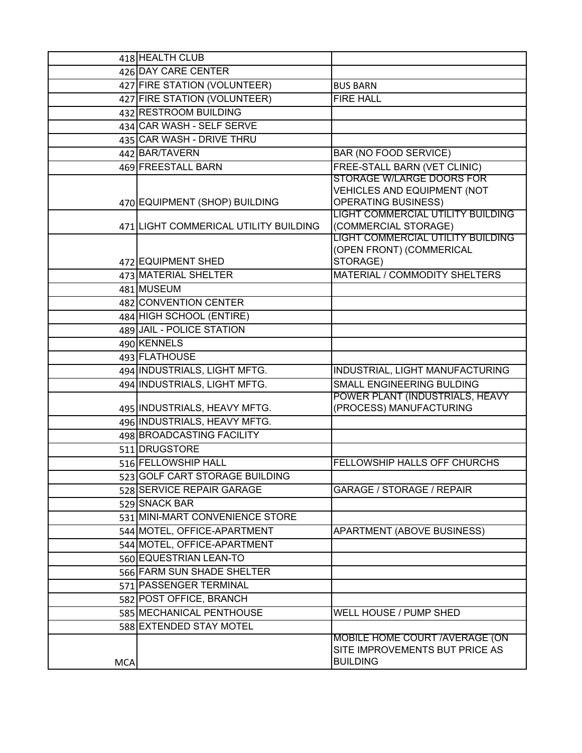| | | |
|---|---|---|
| 418 | HEALTH CLUB | |
| 426 | DAY CARE CENTER | |
| 427 | FIRE STATION (VOLUNTEER) | BUS BARN |
| 427 | FIRE STATION (VOLUNTEER) | FIRE HALL |
| 432 | RESTROOM BUILDING | |
| 434 | CAR WASH - SELF SERVE | |
| 435 | CAR WASH - DRIVE THRU | |
| 442 | BAR/TAVERN | BAR (NO FOOD SERVICE) |
| 469 | FREESTALL BARN | FREE-STALL BARN (VET CLINIC) |
| 470 | EQUIPMENT (SHOP) BUILDING | STORAGE W/LARGE DOORS FOR VEHICLES AND EQUIPMENT (NOT OPERATING BUSINESS) |
| 471 | LIGHT COMMERICAL UTILITY BUILDING | LIGHT COMMERCIAL UTILITY BUILDING (COMMERCIAL STORAGE) |
| 472 | EQUIPMENT SHED | LIGHT COMMERCIAL UTILITY BUILDING (OPEN FRONT) (COMMERICAL STORAGE) |
| 473 | MATERIAL SHELTER | MATERIAL / COMMODITY SHELTERS |
| 481 | MUSEUM | |
| 482 | CONVENTION CENTER | |
| 484 | HIGH SCHOOL (ENTIRE) | |
| 489 | JAIL - POLICE STATION | |
| 490 | KENNELS | |
| 493 | FLATHOUSE | |
| 494 | INDUSTRIALS, LIGHT MFTG. | INDUSTRIAL, LIGHT MANUFACTURING |
| 494 | INDUSTRIALS, LIGHT MFTG. | SMALL ENGINEERING BULDING |
| 495 | INDUSTRIALS, HEAVY MFTG. | POWER PLANT (INDUSTRIALS, HEAVY (PROCESS) MANUFACTURING |
| 496 | INDUSTRIALS, HEAVY MFTG. | |
| 498 | BROADCASTING FACILITY | |
| 511 | DRUGSTORE | |
| 516 | FELLOWSHIP HALL | FELLOWSHIP HALLS OFF CHURCHS |
| 523 | GOLF CART STORAGE BUILDING | |
| 528 | SERVICE REPAIR GARAGE | GARAGE / STORAGE / REPAIR |
| 529 | SNACK BAR | |
| 531 | MINI-MART CONVENIENCE STORE | |
| 544 | MOTEL, OFFICE-APARTMENT | APARTMENT (ABOVE BUSINESS) |
| 544 | MOTEL, OFFICE-APARTMENT | |
| 560 | EQUESTRIAN LEAN-TO | |
| 566 | FARM SUN SHADE SHELTER | |
| 571 | PASSENGER TERMINAL | |
| 582 | POST OFFICE, BRANCH | |
| 585 | MECHANICAL PENTHOUSE | WELL HOUSE / PUMP SHED |
| 588 | EXTENDED STAY MOTEL | |
| MCA | | MOBILE HOME COURT /AVERAGE (ON SITE IMPROVEMENTS BUT PRICE AS BUILDING |